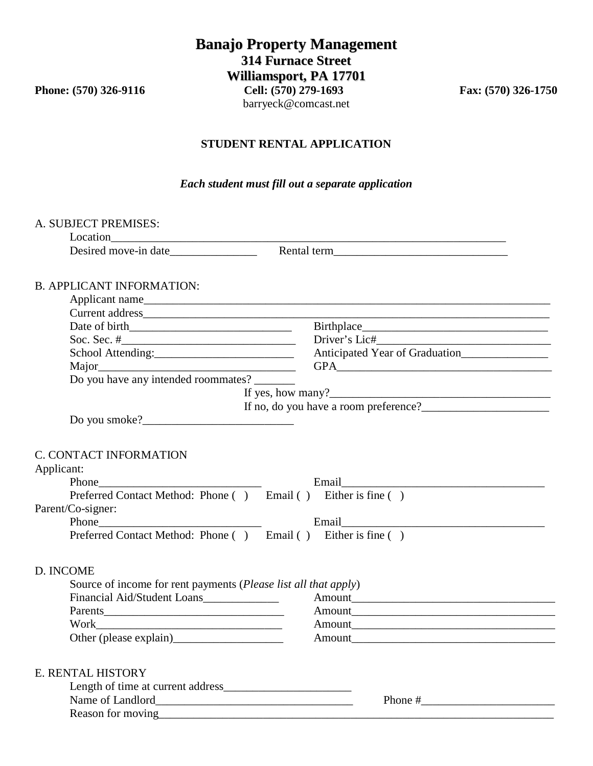# Banajo Property Management

**314 Furnace Street**
**Williamsport, PA 17701**

**Phone: (570) 326-9116** **Cell: (570) 279-1693** **Fax: (570) 326-1750**
barryeck@comcast.net

## STUDENT RENTAL APPLICATION

***Each student must fill out a separate application***

A. SUBJECT PREMISES:

Location________________________________________________________________________

Desired move-in date_______________ Rental term______________________________

B. APPLICANT INFORMATION:

Applicant name__________________________________________________________________

Current address__________________________________________________________________

Date of birth____________________________ Birthplace________________________________

Soc. Sec. #______________________________ Driver's Lic#______________________________

School Attending:________________________ Anticipated Year of Graduation_______________

Major__________________________________ GPA_____________________________________

Do you have any intended roommates? _______

If yes, how many?_______________________________________

If no, do you have a room preference?______________________

Do you smoke?__________________________

C. CONTACT INFORMATION

Applicant:

Phone____________________________ Email___________________________________

Preferred Contact Method: Phone ( ) Email ( ) Either is fine ( )

Parent/Co-signer:

Phone____________________________ Email___________________________________

Preferred Contact Method: Phone ( ) Email ( ) Either is fine ( )

D. INCOME

Source of income for rent payments (*Please list all that apply*)

Financial Aid/Student Loans_____________ Amount___________________________________

Parents________________________________ Amount___________________________________

Work__________________________________ Amount___________________________________

Other (please explain)___________________ Amount___________________________________

E. RENTAL HISTORY

Length of time at current address______________________

Name of Landlord__________________________________ Phone #_______________________

Reason for moving__________________________________________________________________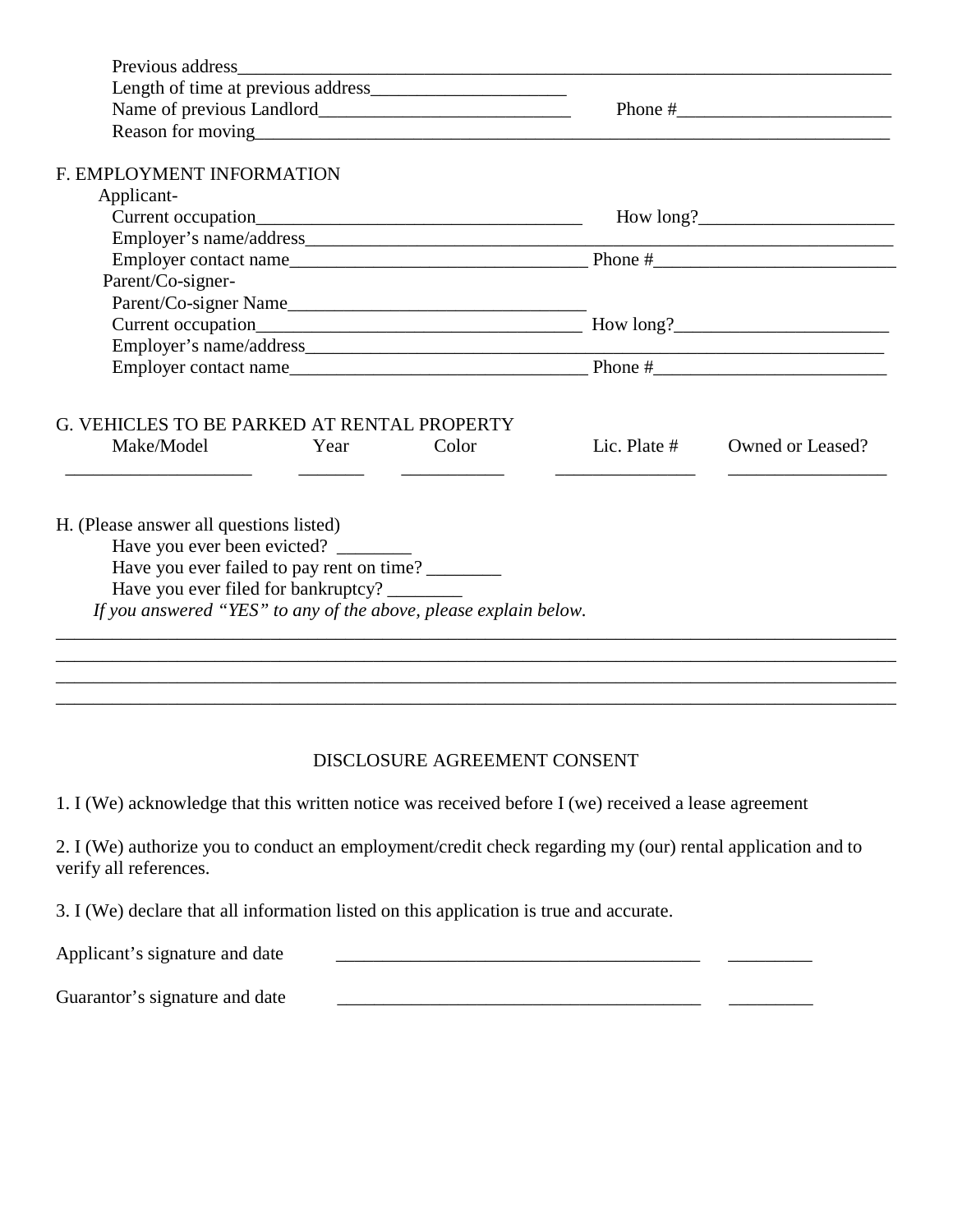Previous address_______________________________________________________________________

Length of time at previous address_____________________

Name of previous Landlord___________________________ Phone #_______________________

Reason for moving______________________________________________________________________

F. EMPLOYMENT INFORMATION

Applicant-

Current occupation___________________________________ How long?_____________________

Employer's name/address_________________________________________________________________

Employer contact name________________________________ Phone #_________________________

Parent/Co-signer-

Parent/Co-signer Name________________________________

Current occupation___________________________________ How long?______________________

Employer's name/address_________________________________________________________________

Employer contact name________________________________ Phone #_________________________

G. VEHICLES TO BE PARKED AT RENTAL PROPERTY

| Make/Model | Year | Color | Lic. Plate # | Owned or Leased? |
| --- | --- | --- | --- | --- |
| ____________________ | _______ | ___________ | _______________ | _________________ |

H. (Please answer all questions listed)

Have you ever been evicted? ________

Have you ever failed to pay rent on time? ________

Have you ever filed for bankruptcy? ________

*If you answered "YES" to any of the above, please explain below.*

_____________________________________________________________________________________________

_____________________________________________________________________________________________

_____________________________________________________________________________________________

_____________________________________________________________________________________________

DISCLOSURE AGREEMENT CONSENT

1. I (We) acknowledge that this written notice was received before I (we) received a lease agreement

2. I (We) authorize you to conduct an employment/credit check regarding my (our) rental application and to verify all references.

3. I (We) declare that all information listed on this application is true and accurate.

Applicant's signature and date ________________________________________ _________

Guarantor's signature and date ________________________________________ _________